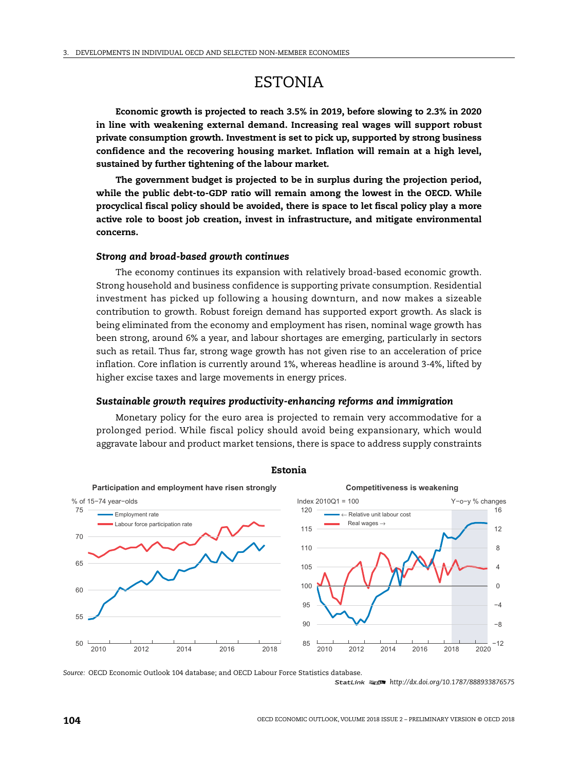# ESTONIA

**Economic growth is projected to reach 3.5% in 2019, before slowing to 2.3% in 2020 in line with weakening external demand. Increasing real wages will support robust private consumption growth. Investment is set to pick up, supported by strong business confidence and the recovering housing market. Inflation will remain at a high level, sustained by further tightening of the labour market.**

**The government budget is projected to be in surplus during the projection period, while the public debt-to-GDP ratio will remain among the lowest in the OECD. While procyclical fiscal policy should be avoided, there is space to let fiscal policy play a more active role to boost job creation, invest in infrastructure, and mitigate environmental concerns.**

### *Strong and broad-based growth continues*

The economy continues its expansion with relatively broad-based economic growth. Strong household and business confidence is supporting private consumption. Residential investment has picked up following a housing downturn, and now makes a sizeable contribution to growth. Robust foreign demand has supported export growth. As slack is being eliminated from the economy and employment has risen, nominal wage growth has been strong, around 6% a year, and labour shortages are emerging, particularly in sectors such as retail. Thus far, strong wage growth has not given rise to an acceleration of price inflation. Core inflation is currently around 1%, whereas headline is around 3-4%, lifted by higher excise taxes and large movements in energy prices.

### *Sustainable growth requires productivity-enhancing reforms and immigration*

Monetary policy for the euro area is projected to remain very accommodative for a prolonged period. While fiscal policy should avoid being expansionary, which would aggravate labour and product market tensions, there is space to address supply constraints

**Estonia**

Participation and employment have risen strongly

Competitiveness is weakening

*Source:* OECD Economic Outlook 104 database; and OECD Labour Force Statistics database.

StatLink http://dx.doi.org/10.1787/888933876575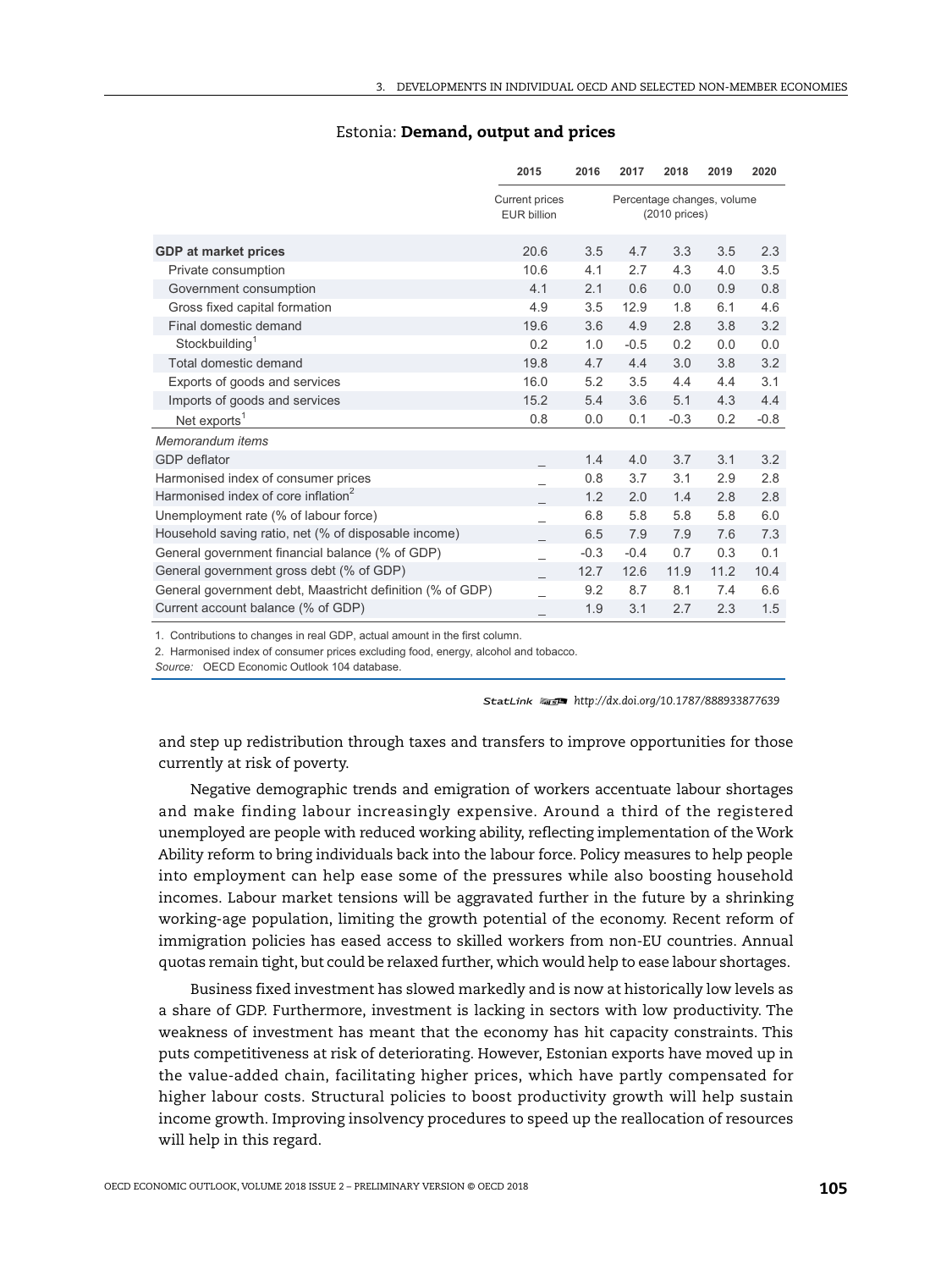Estonia: **Demand, output and prices**

| | 2015 | 2016 | 2017 | 2018 | 2019 | 2020 |
|---|---|---|---|---|---|---|
| | Current prices EUR billion | Percentage changes, volume (2010 prices) | | | | |
| **GDP at market prices** | 20.6 | 3.5 | 4.7 | 3.3 | 3.5 | 2.3 |
| Private consumption | 10.6 | 4.1 | 2.7 | 4.3 | 4.0 | 3.5 |
| Government consumption | 4.1 | 2.1 | 0.6 | 0.0 | 0.9 | 0.8 |
| Gross fixed capital formation | 4.9 | 3.5 | 12.9 | 1.8 | 6.1 | 4.6 |
| Final domestic demand | 19.6 | 3.6 | 4.9 | 2.8 | 3.8 | 3.2 |
| Stockbuilding[1] | 0.2 | 1.0 | -0.5 | 0.2 | 0.0 | 0.0 |
| Total domestic demand | 19.8 | 4.7 | 4.4 | 3.0 | 3.8 | 3.2 |
| Exports of goods and services | 16.0 | 5.2 | 3.5 | 4.4 | 4.4 | 3.1 |
| Imports of goods and services | 15.2 | 5.4 | 3.6 | 5.1 | 4.3 | 4.4 |
| Net exports[1] | 0.8 | 0.0 | 0.1 | -0.3 | 0.2 | -0.8 |
| *Memorandum items* | | | | | | |
| GDP deflator | _ | 1.4 | 4.0 | 3.7 | 3.1 | 3.2 |
| Harmonised index of consumer prices | _ | 0.8 | 3.7 | 3.1 | 2.9 | 2.8 |
| Harmonised index of core inflation[2] | _ | 1.2 | 2.0 | 1.4 | 2.8 | 2.8 |
| Unemployment rate (% of labour force) | _ | 6.8 | 5.8 | 5.8 | 5.8 | 6.0 |
| Household saving ratio, net (% of disposable income) | _ | 6.5 | 7.9 | 7.9 | 7.6 | 7.3 |
| General government financial balance (% of GDP) | _ | -0.3 | -0.4 | 0.7 | 0.3 | 0.1 |
| General government gross debt (% of GDP) | _ | 12.7 | 12.6 | 11.9 | 11.2 | 10.4 |
| General government debt, Maastricht definition (% of GDP) | _ | 9.2 | 8.7 | 8.1 | 7.4 | 6.6 |
| Current account balance (% of GDP) | _ | 1.9 | 3.1 | 2.7 | 2.3 | 1.5 |

1. Contributions to changes in real GDP, actual amount in the first column.

2. Harmonised index of consumer prices excluding food, energy, alcohol and tobacco.

*Source:* OECD Economic Outlook 104 database.

StatLink http://dx.doi.org/10.1787/888933877639

and step up redistribution through taxes and transfers to improve opportunities for those currently at risk of poverty.

Negative demographic trends and emigration of workers accentuate labour shortages and make finding labour increasingly expensive. Around a third of the registered unemployed are people with reduced working ability, reflecting implementation of the Work Ability reform to bring individuals back into the labour force. Policy measures to help people into employment can help ease some of the pressures while also boosting household incomes. Labour market tensions will be aggravated further in the future by a shrinking working-age population, limiting the growth potential of the economy. Recent reform of immigration policies has eased access to skilled workers from non-EU countries. Annual quotas remain tight, but could be relaxed further, which would help to ease labour shortages.

Business fixed investment has slowed markedly and is now at historically low levels as a share of GDP. Furthermore, investment is lacking in sectors with low productivity. The weakness of investment has meant that the economy has hit capacity constraints. This puts competitiveness at risk of deteriorating. However, Estonian exports have moved up in the value-added chain, facilitating higher prices, which have partly compensated for higher labour costs. Structural policies to boost productivity growth will help sustain income growth. Improving insolvency procedures to speed up the reallocation of resources will help in this regard.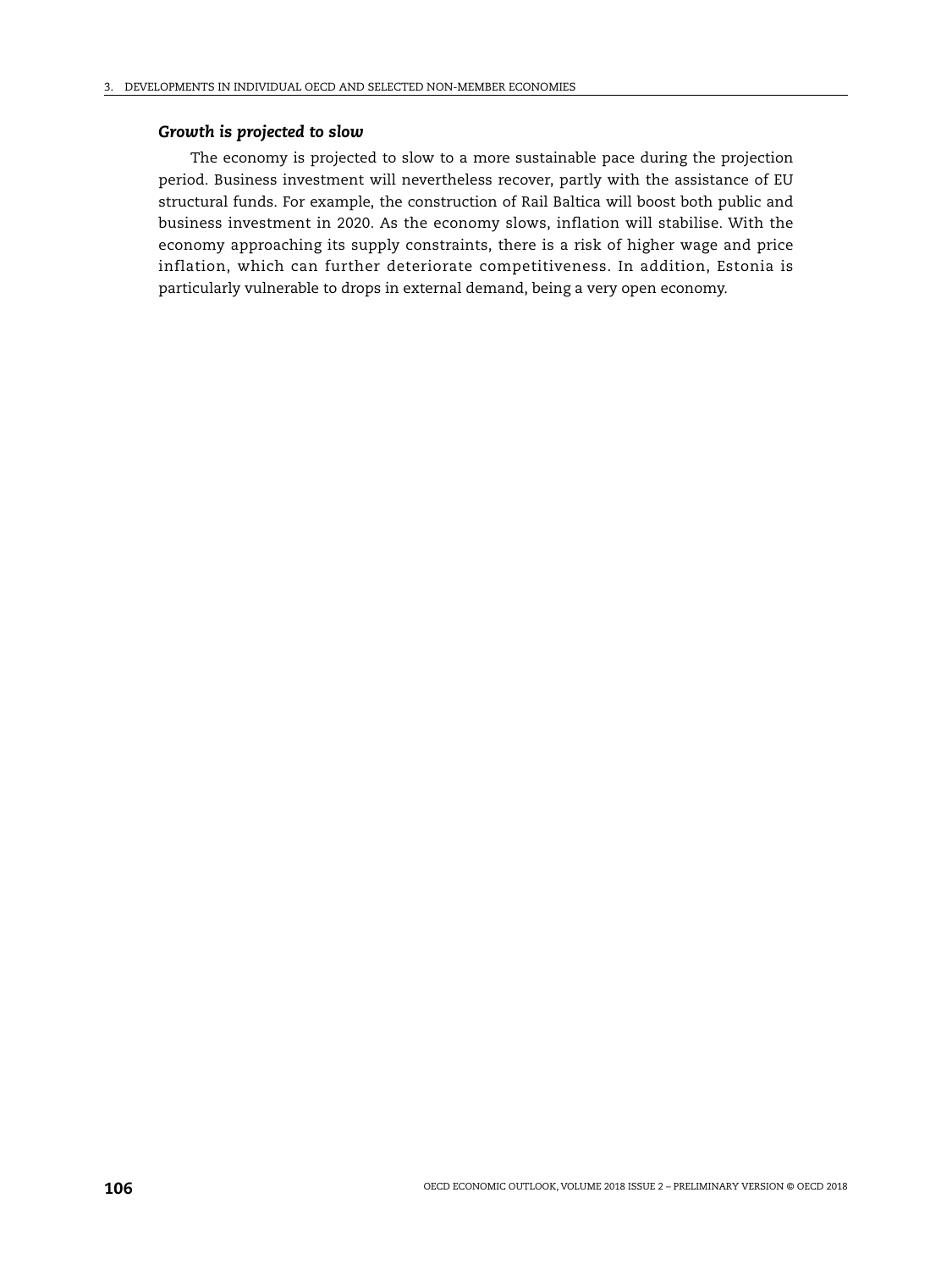### *Growth is projected to slow*

The economy is projected to slow to a more sustainable pace during the projection period. Business investment will nevertheless recover, partly with the assistance of EU structural funds. For example, the construction of Rail Baltica will boost both public and business investment in 2020. As the economy slows, inflation will stabilise. With the economy approaching its supply constraints, there is a risk of higher wage and price inflation, which can further deteriorate competitiveness. In addition, Estonia is particularly vulnerable to drops in external demand, being a very open economy.